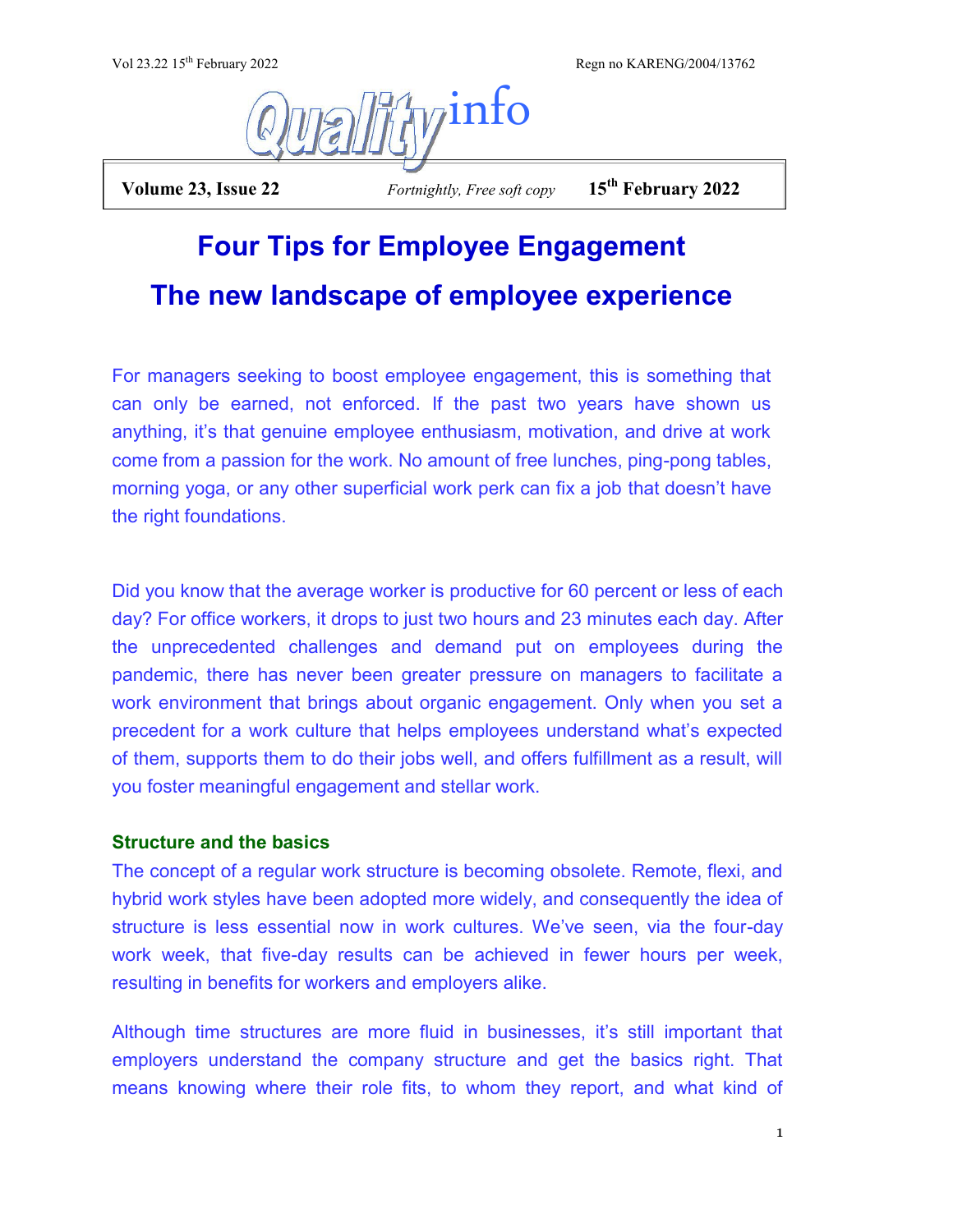# Four Tips for Employee Engagement

## The new landscape of employee experience

For managers seeking to boost employee engagement, this is something that can only be earned, not enforced. If the past two years have shown us anything, it's that genuine employee enthusiasm, motivation, and drive at work come from a passion for the work. No amount of free lunches, ping-pong tables, morning yoga, or any other superficial work perk can fix a job that doesn't have the right foundations.

Did you know that the average worker is productive for 60 percent or less of each day? For office workers, it drops to just two hours and 23 minutes each day. After the unprecedented challenges and demand put on employees during the pandemic, there has never been greater pressure on managers to facilitate a work environment that brings about organic engagement. Only when you set a precedent for a work culture that helps employees understand what's expected of them, supports them to do their jobs well, and offers fulfillment as a result, will you foster meaningful engagement and stellar work.

### Structure and the basics

The concept of a regular work structure is becoming obsolete. Remote, flexi, and hybrid work styles have been adopted more widely, and consequently the idea of structure is less essential now in work cultures. We've seen, via the four-day work week, that five-day results can be achieved in fewer hours per week, resulting in benefits for workers and employers alike.

Although time structures are more fluid in businesses, it's still important that employers understand the company structure and get the basics right. That means knowing where their role fits, to whom they report, and what kind of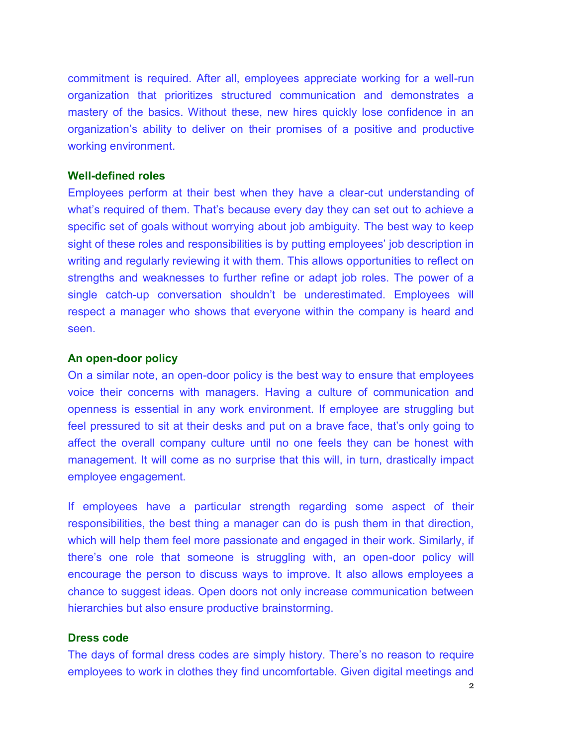commitment is required. After all, employees appreciate working for a well-run organization that prioritizes structured communication and demonstrates a mastery of the basics. Without these, new hires quickly lose confidence in an organization's ability to deliver on their promises of a positive and productive working environment.

### Well-defined roles

Employees perform at their best when they have a clear-cut understanding of what's required of them. That's because every day they can set out to achieve a specific set of goals without worrying about job ambiguity. The best way to keep sight of these roles and responsibilities is by putting employees' job description in writing and regularly reviewing it with them. This allows opportunities to reflect on strengths and weaknesses to further refine or adapt job roles. The power of a single catch-up conversation shouldn't be underestimated. Employees will respect a manager who shows that everyone within the company is heard and seen.

### An open-door policy

On a similar note, an open-door policy is the best way to ensure that employees voice their concerns with managers. Having a culture of communication and openness is essential in any work environment. If employee are struggling but feel pressured to sit at their desks and put on a brave face, that's only going to affect the overall company culture until no one feels they can be honest with management. It will come as no surprise that this will, in turn, drastically impact employee engagement.

If employees have a particular strength regarding some aspect of their responsibilities, the best thing a manager can do is push them in that direction, which will help them feel more passionate and engaged in their work. Similarly, if there's one role that someone is struggling with, an open-door policy will encourage the person to discuss ways to improve. It also allows employees a chance to suggest ideas. Open doors not only increase communication between hierarchies but also ensure productive brainstorming.

### Dress code

The days of formal dress codes are simply history. There's no reason to require employees to work in clothes they find uncomfortable. Given digital meetings and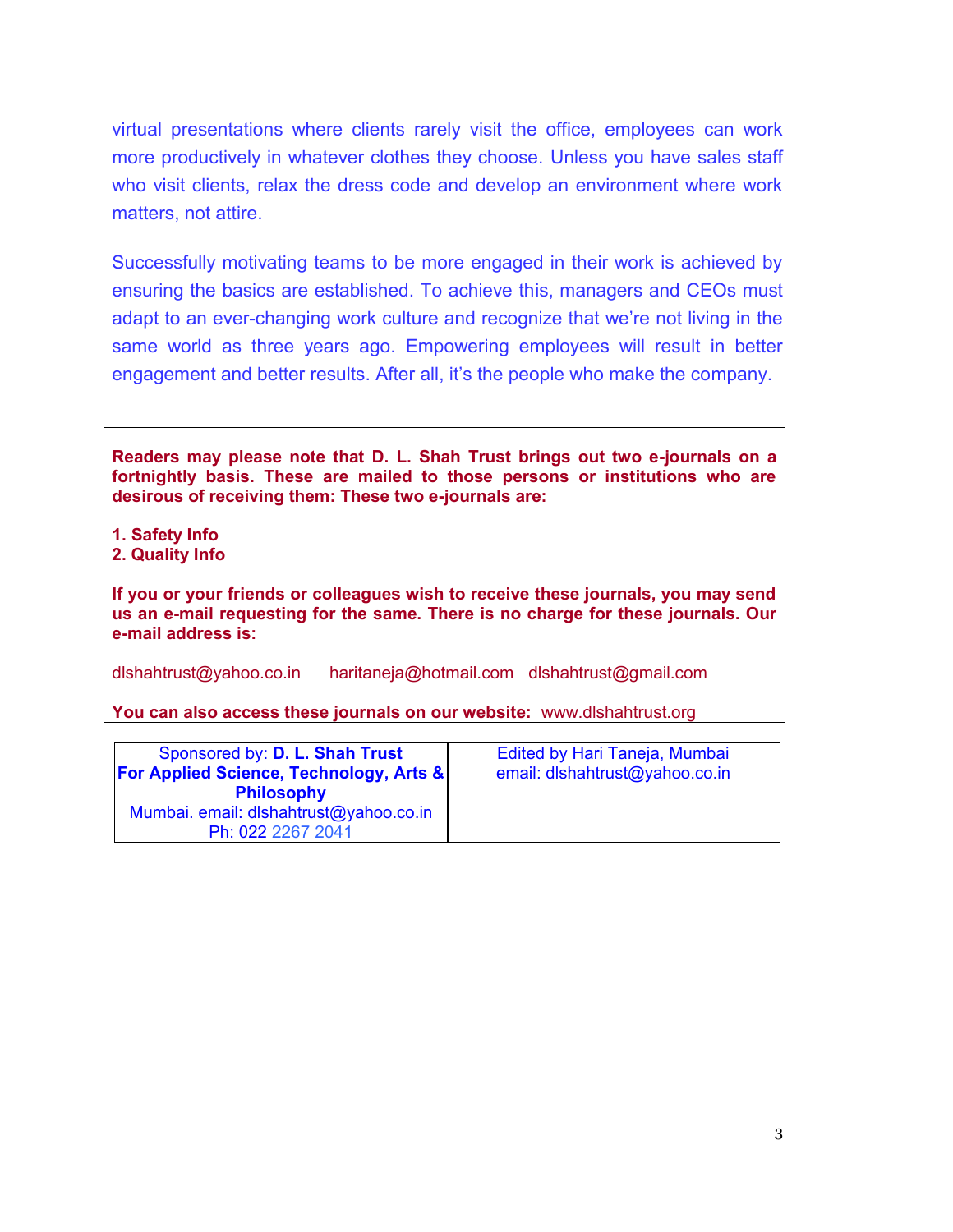virtual presentations where clients rarely visit the office, employees can work more productively in whatever clothes they choose. Unless you have sales staff who visit clients, relax the dress code and develop an environment where work matters, not attire.

Successfully motivating teams to be more engaged in their work is achieved by ensuring the basics are established. To achieve this, managers and CEOs must adapt to an ever-changing work culture and recognize that we're not living in the same world as three years ago. Empowering employees will result in better engagement and better results. After all, it's the people who make the company.

---

**Readers may please note that D. L. Shah Trust brings out two e-journals on a fortnightly basis. These are mailed to those persons or institutions who are desirous of receiving them: These two e-journals are:**

**1. Safety Info**
**2. Quality Info**

**If you or your friends or colleagues wish to receive these journals, you may send us an e-mail requesting for the same. There is no charge for these journals. Our e-mail address is:**

dlshahtrust@yahoo.co.in haritaneja@hotmail.com dlshahtrust@gmail.com

**You can also access these journals on our website:** www.dlshahtrust.org

---

| | |
|---|---|
| Sponsored by: **D. L. Shah Trust For Applied Science, Technology, Arts & Philosophy** Mumbai. email: dlshahtrust@yahoo.co.in Ph: 022 2267 2041 | Edited by Hari Taneja, Mumbai email: dlshahtrust@yahoo.co.in |